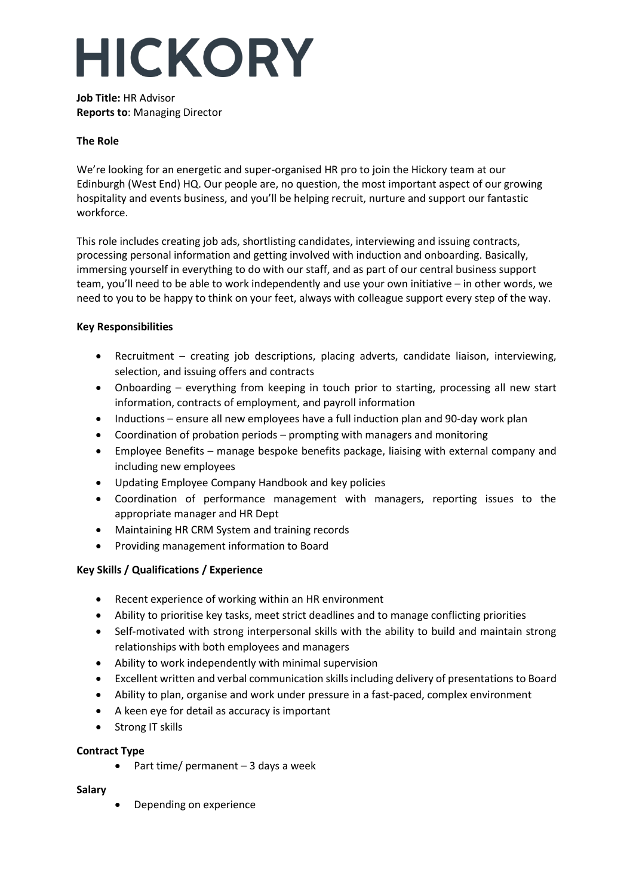# HICKORY

**Job Title:** HR Advisor
**Reports to**: Managing Director

**The Role**

We're looking for an energetic and super-organised HR pro to join the Hickory team at our Edinburgh (West End) HQ. Our people are, no question, the most important aspect of our growing hospitality and events business, and you'll be helping recruit, nurture and support our fantastic workforce.

This role includes creating job ads, shortlisting candidates, interviewing and issuing contracts, processing personal information and getting involved with induction and onboarding. Basically, immersing yourself in everything to do with our staff, and as part of our central business support team, you'll need to be able to work independently and use your own initiative – in other words, we need to you to be happy to think on your feet, always with colleague support every step of the way.

**Key Responsibilities**

- Recruitment – creating job descriptions, placing adverts, candidate liaison, interviewing, selection, and issuing offers and contracts
- Onboarding – everything from keeping in touch prior to starting, processing all new start information, contracts of employment, and payroll information
- Inductions – ensure all new employees have a full induction plan and 90-day work plan
- Coordination of probation periods – prompting with managers and monitoring
- Employee Benefits – manage bespoke benefits package, liaising with external company and including new employees
- Updating Employee Company Handbook and key policies
- Coordination of performance management with managers, reporting issues to the appropriate manager and HR Dept
- Maintaining HR CRM System and training records
- Providing management information to Board

**Key Skills / Qualifications / Experience**

- Recent experience of working within an HR environment
- Ability to prioritise key tasks, meet strict deadlines and to manage conflicting priorities
- Self-motivated with strong interpersonal skills with the ability to build and maintain strong relationships with both employees and managers
- Ability to work independently with minimal supervision
- Excellent written and verbal communication skills including delivery of presentations to Board
- Ability to plan, organise and work under pressure in a fast-paced, complex environment
- A keen eye for detail as accuracy is important
- Strong IT skills

**Contract Type**

- Part time/ permanent – 3 days a week

**Salary**

- Depending on experience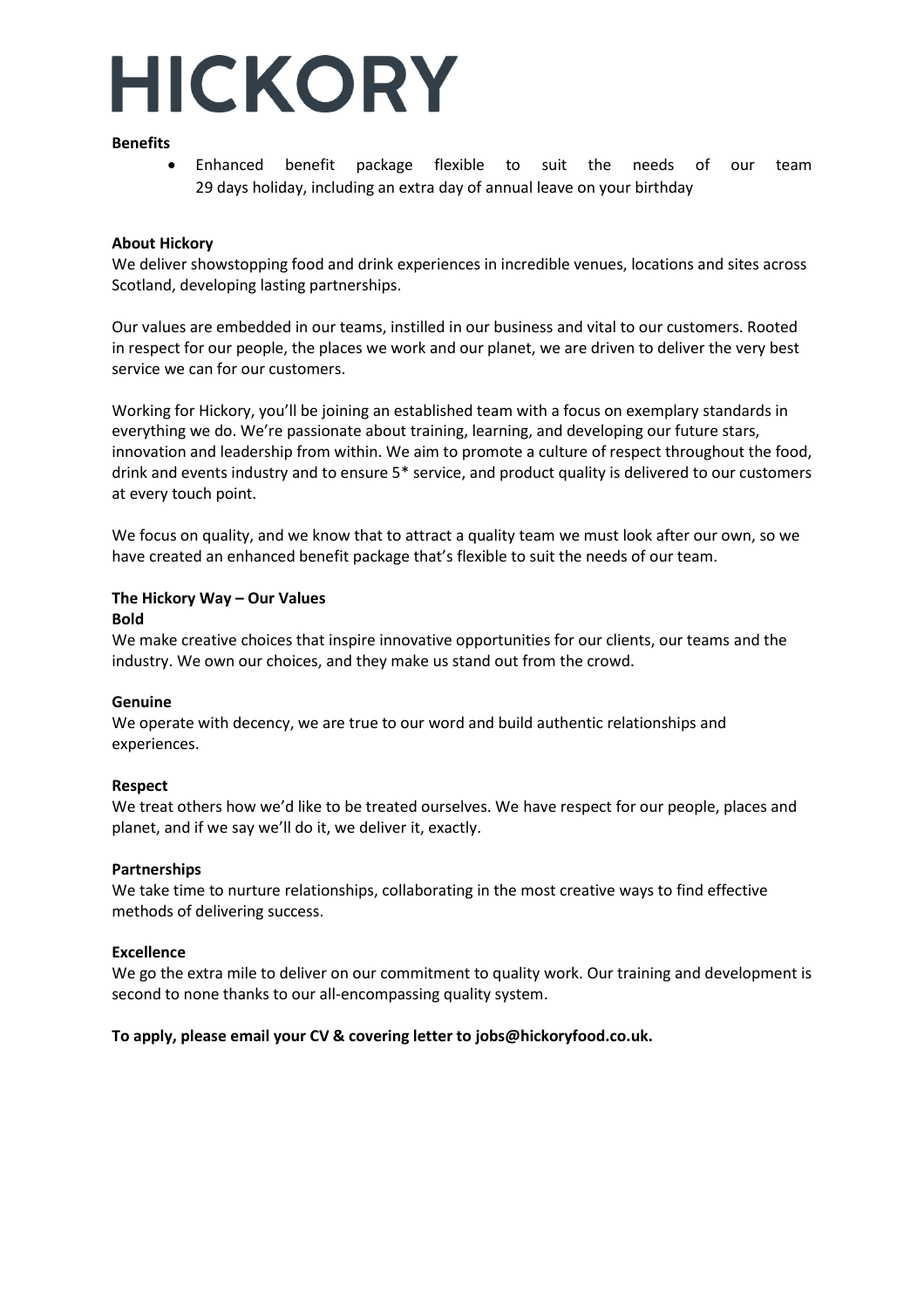# HICKORY

**Benefits**

- Enhanced benefit package flexible to suit the needs of our team 29 days holiday, including an extra day of annual leave on your birthday

**About Hickory**

We deliver showstopping food and drink experiences in incredible venues, locations and sites across Scotland, developing lasting partnerships.

Our values are embedded in our teams, instilled in our business and vital to our customers. Rooted in respect for our people, the places we work and our planet, we are driven to deliver the very best service we can for our customers.

Working for Hickory, you'll be joining an established team with a focus on exemplary standards in everything we do. We're passionate about training, learning, and developing our future stars, innovation and leadership from within. We aim to promote a culture of respect throughout the food, drink and events industry and to ensure 5* service, and product quality is delivered to our customers at every touch point.

We focus on quality, and we know that to attract a quality team we must look after our own, so we have created an enhanced benefit package that's flexible to suit the needs of our team.

**The Hickory Way – Our Values**

**Bold**

We make creative choices that inspire innovative opportunities for our clients, our teams and the industry. We own our choices, and they make us stand out from the crowd.

**Genuine**

We operate with decency, we are true to our word and build authentic relationships and experiences.

**Respect**

We treat others how we'd like to be treated ourselves. We have respect for our people, places and planet, and if we say we'll do it, we deliver it, exactly.

**Partnerships**

We take time to nurture relationships, collaborating in the most creative ways to find effective methods of delivering success.

**Excellence**

We go the extra mile to deliver on our commitment to quality work. Our training and development is second to none thanks to our all-encompassing quality system.

**To apply, please email your CV & covering letter to jobs@hickoryfood.co.uk.**